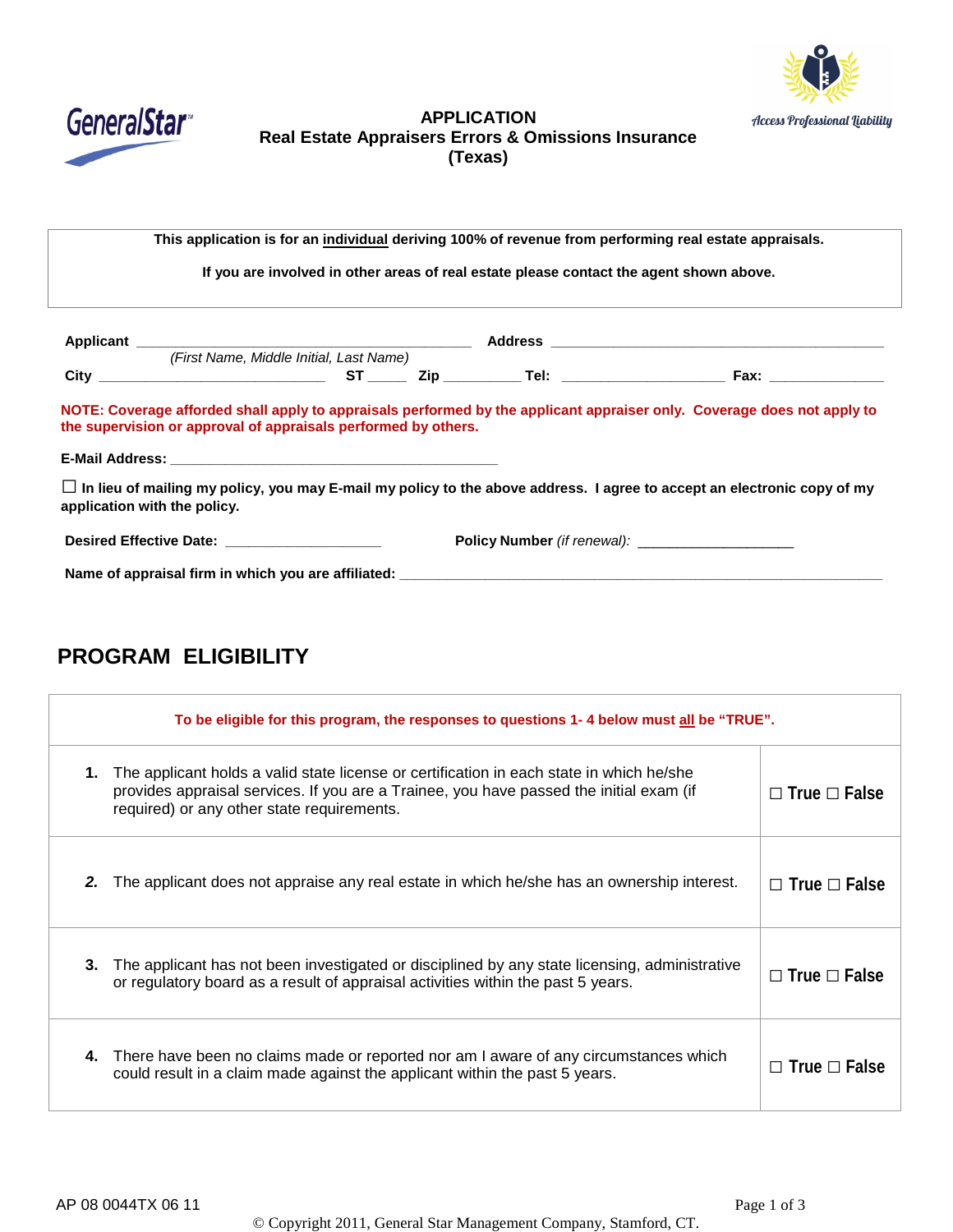GeneralStar

# APPLICATION
## Real Estate Appraisers Errors & Omissions Insurance
## (Texas)

Access Professional Liability

---

**This application is for an <u>individual</u> deriving 100% of revenue from performing real estate appraisals.**

**If you are involved in other areas of real estate please contact the agent shown above.**

---

**Applicant** ________________________________________ **Address** ________________________________________
*(First Name, Middle Initial, Last Name)*

**City** ___________________________ **ST** _____ **Zip** _________ **Tel:** ___________________ **Fax:** _____________

**NOTE: Coverage afforded shall apply to appraisals performed by the applicant appraiser only. Coverage does not apply to the supervision or approval of appraisals performed by others.**

**E-Mail Address:** ________________________________________

☐ **In lieu of mailing my policy, you may E-mail my policy to the above address. I agree to accept an electronic copy of my application with the policy.**

**Desired Effective Date:** ___________________ **Policy Number** *(if renewal):* ___________________

**Name of appraisal firm in which you are affiliated:** ______________________________________________________________

## PROGRAM ELIGIBILITY

| To be eligible for this program, the responses to questions 1- 4 below must <u>all</u> be "TRUE". | |
|---|---|
| **1.** The applicant holds a valid state license or certification in each state in which he/she provides appraisal services. If you are a Trainee, you have passed the initial exam (if required) or any other state requirements. | ☐ True ☐ False |
| ***2.*** The applicant does not appraise any real estate in which he/she has an ownership interest. | ☐ True ☐ False |
| **3.** The applicant has not been investigated or disciplined by any state licensing, administrative or regulatory board as a result of appraisal activities within the past 5 years. | ☐ True ☐ False |
| **4.** There have been no claims made or reported nor am I aware of any circumstances which could result in a claim made against the applicant within the past 5 years. | ☐ True ☐ False |

AP 08 0044TX 06 11

© Copyright 2011, General Star Management Company, Stamford, CT.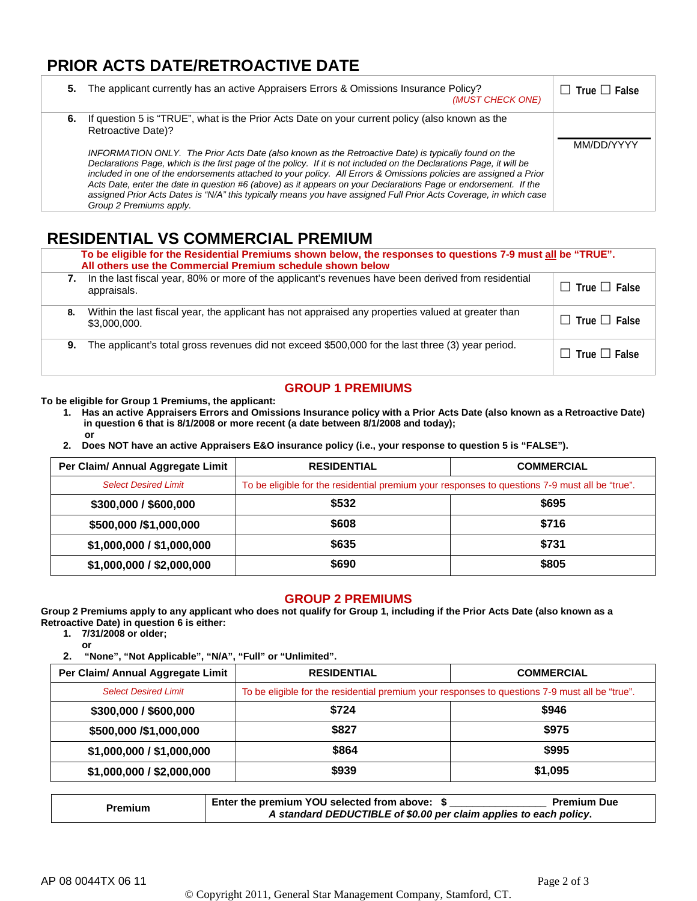## PRIOR ACTS DATE/RETROACTIVE DATE

| | |
|---|---|
| **5.** The applicant currently has an active Appraisers Errors & Omissions Insurance Policy? *(MUST CHECK ONE)* | ☐ True ☐ False |
| **6.** If question 5 is "TRUE", what is the Prior Acts Date on your current policy (also known as the Retroactive Date)?<br><br>*INFORMATION ONLY. The Prior Acts Date (also known as the Retroactive Date) is typically found on the Declarations Page, which is the first page of the policy. If it is not included on the Declarations Page, it will be included in one of the endorsements attached to your policy. All Errors & Omissions policies are assigned a Prior Acts Date, enter the date in question #6 (above) as it appears on your Declarations Page or endorsement. If the assigned Prior Acts Dates is "N/A" this typically means you have assigned Full Prior Acts Coverage, in which case Group 2 Premiums apply.* | ______________<br>MM/DD/YYYY |

## RESIDENTIAL VS COMMERCIAL PREMIUM

**To be eligible for the Residential Premiums shown below, the responses to questions 7-9 must all be "TRUE". All others use the Commercial Premium schedule shown below**

| | |
|---|---|
| **7.** In the last fiscal year, 80% or more of the applicant's revenues have been derived from residential appraisals. | ☐ True ☐ False |
| **8.** Within the last fiscal year, the applicant has not appraised any properties valued at greater than $3,000,000. | ☐ True ☐ False |
| **9.** The applicant's total gross revenues did not exceed $500,000 for the last three (3) year period. | ☐ True ☐ False |

### GROUP 1 PREMIUMS

**To be eligible for Group 1 Premiums, the applicant:**

1. **Has an active Appraisers Errors and Omissions Insurance policy with a Prior Acts Date (also known as a Retroactive Date) in question 6 that is 8/1/2008 or more recent (a date between 8/1/2008 and today);**
   **or**
2. **Does NOT have an active Appraisers E&O insurance policy (i.e., your response to question 5 is "FALSE").**

| Per Claim/ Annual Aggregate Limit | RESIDENTIAL | COMMERCIAL |
|---|---|---|
| *Select Desired Limit* | To be eligible for the residential premium your responses to questions 7-9 must all be "true". | |
| **$300,000 / $600,000** | **$532** | **$695** |
| **$500,000 /$1,000,000** | **$608** | **$716** |
| **$1,000,000 / $1,000,000** | **$635** | **$731** |
| **$1,000,000 / $2,000,000** | **$690** | **$805** |

### GROUP 2 PREMIUMS

**Group 2 Premiums apply to any applicant who does not qualify for Group 1, including if the Prior Acts Date (also known as a Retroactive Date) in question 6 is either:**

1. **7/31/2008 or older;**
   **or**
2. **"None", "Not Applicable", "N/A", "Full" or "Unlimited".**

| Per Claim/ Annual Aggregate Limit | RESIDENTIAL | COMMERCIAL |
|---|---|---|
| *Select Desired Limit* | To be eligible for the residential premium your responses to questions 7-9 must all be "true". | |
| **$300,000 / $600,000** | **$724** | **$946** |
| **$500,000 /$1,000,000** | **$827** | **$975** |
| **$1,000,000 / $1,000,000** | **$864** | **$995** |
| **$1,000,000 / $2,000,000** | **$939** | **$1,095** |

| | |
|---|---|
| **Premium** | **Enter the premium YOU selected from above: $ _______________ Premium Due**<br>***A standard DEDUCTIBLE of $0.00 per claim applies to each policy.*** |

AP 08 0044TX 06 11

© Copyright 2011, General Star Management Company, Stamford, CT.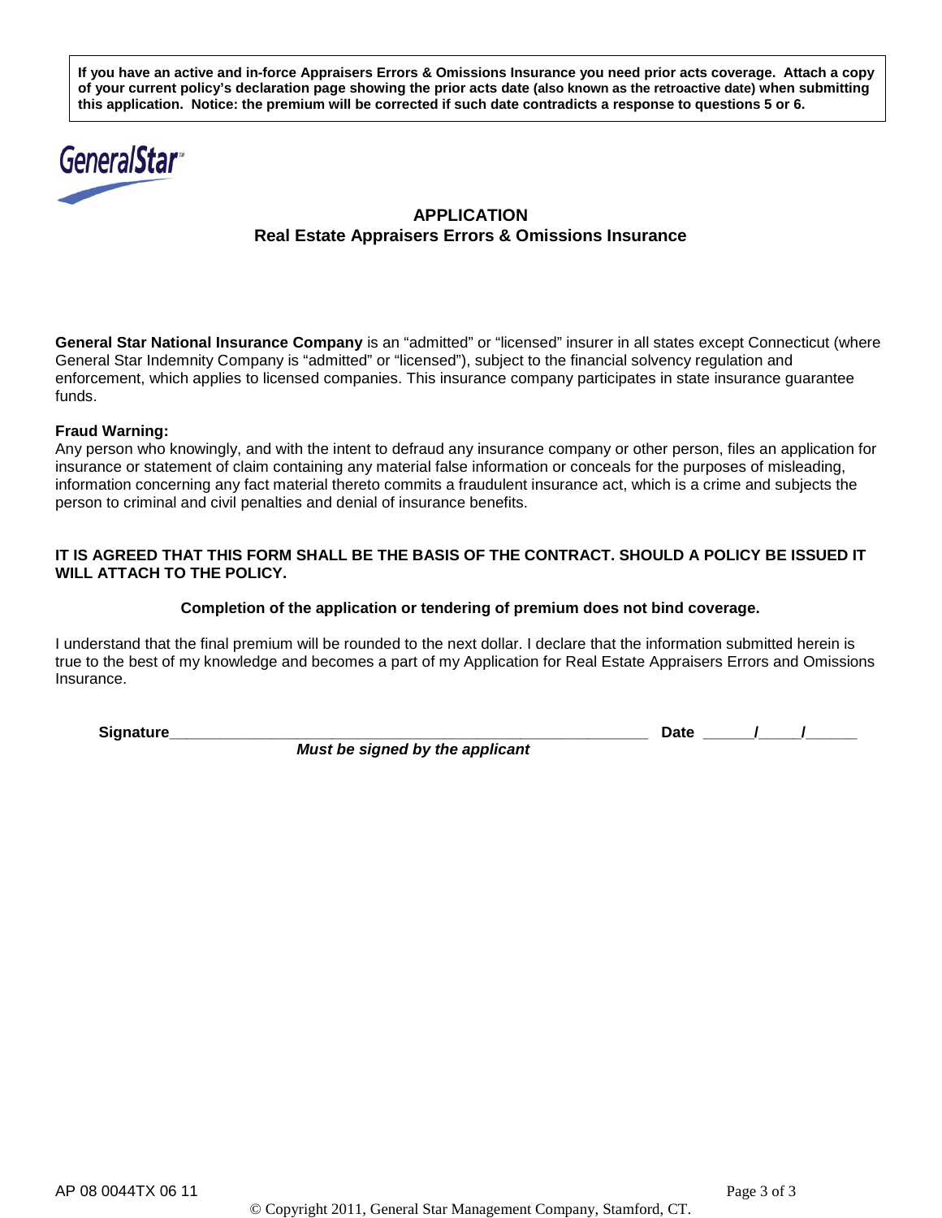**If you have an active and in-force Appraisers Errors & Omissions Insurance you need prior acts coverage. Attach a copy of your current policy's declaration page showing the prior acts date (also known as the retroactive date) when submitting this application. Notice: the premium will be corrected if such date contradicts a response to questions 5 or 6.**

GeneralStar™

## APPLICATION
## Real Estate Appraisers Errors & Omissions Insurance

**General Star National Insurance Company** is an "admitted" or "licensed" insurer in all states except Connecticut (where General Star Indemnity Company is "admitted" or "licensed"), subject to the financial solvency regulation and enforcement, which applies to licensed companies. This insurance company participates in state insurance guarantee funds.

**Fraud Warning:**
Any person who knowingly, and with the intent to defraud any insurance company or other person, files an application for insurance or statement of claim containing any material false information or conceals for the purposes of misleading, information concerning any fact material thereto commits a fraudulent insurance act, which is a crime and subjects the person to criminal and civil penalties and denial of insurance benefits.

**IT IS AGREED THAT THIS FORM SHALL BE THE BASIS OF THE CONTRACT. SHOULD A POLICY BE ISSUED IT WILL ATTACH TO THE POLICY.**

**Completion of the application or tendering of premium does not bind coverage.**

I understand that the final premium will be rounded to the next dollar. I declare that the information submitted herein is true to the best of my knowledge and becomes a part of my Application for Real Estate Appraisers Errors and Omissions Insurance.

**Signature**________________________________________________________ **Date** ______/_____/______
***Must be signed by the applicant***

AP 08 0044TX 06 11

© Copyright 2011, General Star Management Company, Stamford, CT.